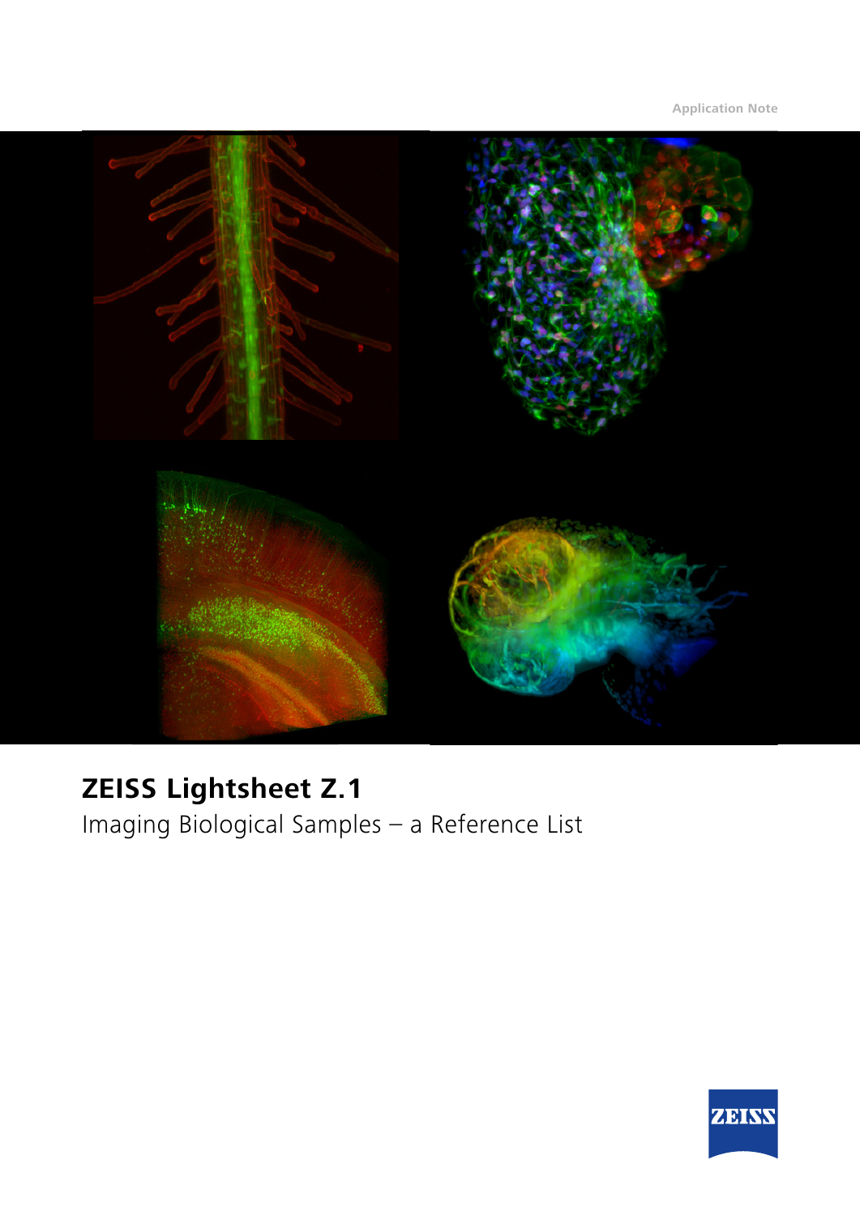Application Note

# ZEISS Lightsheet Z.1

Imaging Biological Samples – a Reference List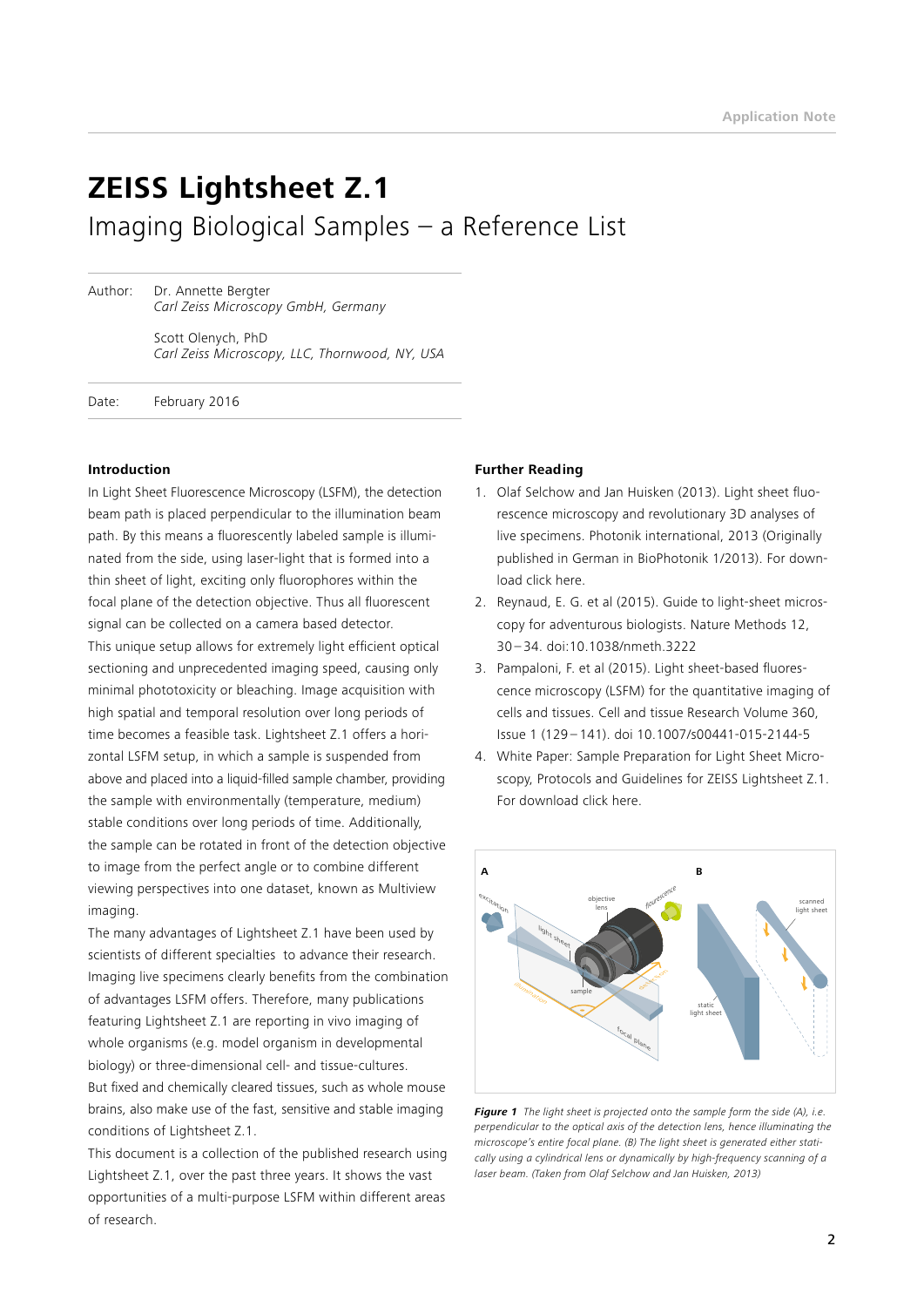# ZEISS Lightsheet Z.1

## Imaging Biological Samples – a Reference List

Author: Dr. Annette Bergter
*Carl Zeiss Microscopy GmbH, Germany*

Scott Olenych, PhD
*Carl Zeiss Microscopy, LLC, Thornwood, NY, USA*

Date: February 2016

### Introduction

In Light Sheet Fluorescence Microscopy (LSFM), the detection beam path is placed perpendicular to the illumination beam path. By this means a fluorescently labeled sample is illuminated from the side, using laser-light that is formed into a thin sheet of light, exciting only fluorophores within the focal plane of the detection objective. Thus all fluorescent signal can be collected on a camera based detector.

This unique setup allows for extremely light efficient optical sectioning and unprecedented imaging speed, causing only minimal phototoxicity or bleaching. Image acquisition with high spatial and temporal resolution over long periods of time becomes a feasible task. Lightsheet Z.1 offers a horizontal LSFM setup, in which a sample is suspended from above and placed into a liquid-filled sample chamber, providing the sample with environmentally (temperature, medium) stable conditions over long periods of time. Additionally, the sample can be rotated in front of the detection objective to image from the perfect angle or to combine different viewing perspectives into one dataset, known as Multiview imaging.

The many advantages of Lightsheet Z.1 have been used by scientists of different specialties to advance their research. Imaging live specimens clearly benefits from the combination of advantages LSFM offers. Therefore, many publications featuring Lightsheet Z.1 are reporting in vivo imaging of whole organisms (e.g. model organism in developmental biology) or three-dimensional cell- and tissue-cultures.

But fixed and chemically cleared tissues, such as whole mouse brains, also make use of the fast, sensitive and stable imaging conditions of Lightsheet Z.1.

This document is a collection of the published research using Lightsheet Z.1, over the past three years. It shows the vast opportunities of a multi-purpose LSFM within different areas of research.

### Further Reading

1. Olaf Selchow and Jan Huisken (2013). Light sheet fluorescence microscopy and revolutionary 3D analyses of live specimens. Photonik international, 2013 (Originally published in German in BioPhotonik 1/2013). For download click here.
2. Reynaud, E. G. et al (2015). Guide to light-sheet microscopy for adventurous biologists. Nature Methods 12, 30–34. doi:10.1038/nmeth.3222
3. Pampaloni, F. et al (2015). Light sheet-based fluorescence microscopy (LSFM) for the quantitative imaging of cells and tissues. Cell and tissue Research Volume 360, Issue 1 (129–141). doi 10.1007/s00441-015-2144-5
4. White Paper: Sample Preparation for Light Sheet Microscopy, Protocols and Guidelines for ZEISS Lightsheet Z.1. For download click here.

***Figure 1*** *The light sheet is projected onto the sample form the side (A), i.e. perpendicular to the optical axis of the detection lens, hence illuminating the microscope's entire focal plane. (B) The light sheet is generated either statically using a cylindrical lens or dynamically by high-frequency scanning of a laser beam. (Taken from Olaf Selchow and Jan Huisken, 2013)*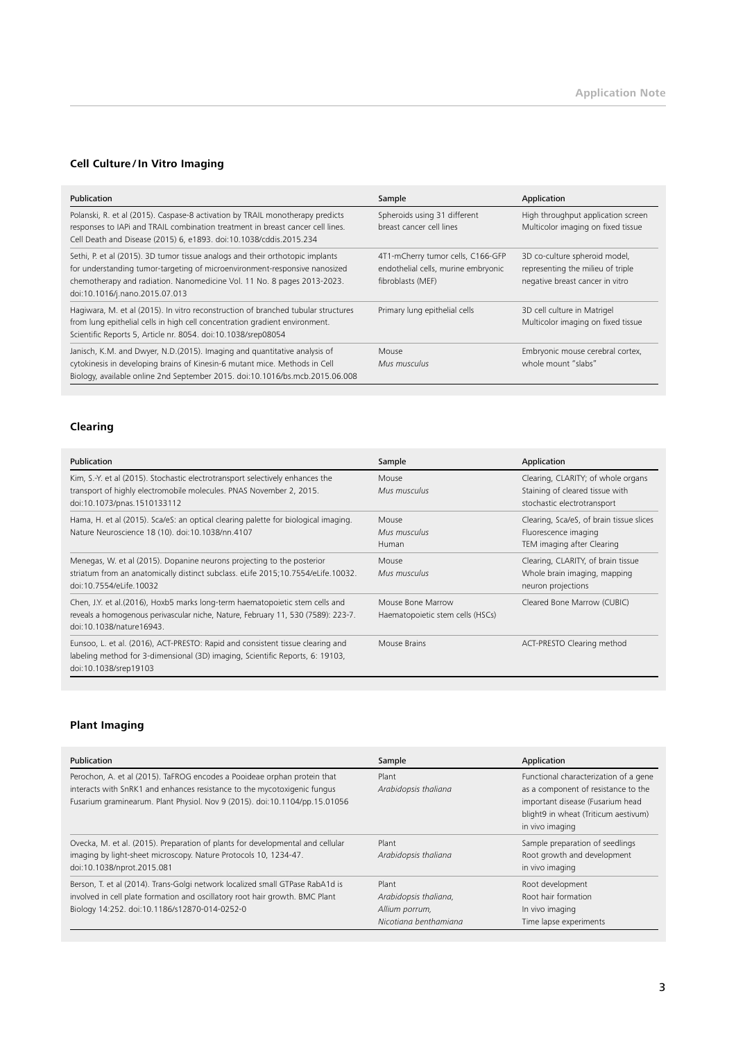## Cell Culture / In Vitro Imaging

| Publication | Sample | Application |
|---|---|---|
| Polanski, R. et al (2015). Caspase-8 activation by TRAIL monotherapy predicts responses to IAPi and TRAIL combination treatment in breast cancer cell lines. Cell Death and Disease (2015) 6, e1893. doi:10.1038/cddis.2015.234 | Spheroids using 31 different breast cancer cell lines | High throughput application screen<br>Multicolor imaging on fixed tissue |
| Sethi, P. et al (2015). 3D tumor tissue analogs and their orthotopic implants for understanding tumor-targeting of microenvironment-responsive nanosized chemotherapy and radiation. Nanomedicine Vol. 11 No. 8 pages 2013-2023. doi:10.1016/j.nano.2015.07.013 | 4T1-mCherry tumor cells, C166-GFP endothelial cells, murine embryonic fibroblasts (MEF) | 3D co-culture spheroid model, representing the milieu of triple negative breast cancer in vitro |
| Hagiwara, M. et al (2015). In vitro reconstruction of branched tubular structures from lung epithelial cells in high cell concentration gradient environment. Scientific Reports 5, Article nr. 8054. doi:10.1038/srep08054 | Primary lung epithelial cells | 3D cell culture in Matrigel<br>Multicolor imaging on fixed tissue |
| Janisch, K.M. and Dwyer, N.D.(2015). Imaging and quantitative analysis of cytokinesis in developing brains of Kinesin-6 mutant mice. Methods in Cell Biology, available online 2nd September 2015. doi:10.1016/bs.mcb.2015.06.008 | Mouse<br>*Mus musculus* | Embryonic mouse cerebral cortex, whole mount "slabs" |

## Clearing

| Publication | Sample | Application |
|---|---|---|
| Kim, S.-Y. et al (2015). Stochastic electrotransport selectively enhances the transport of highly electromobile molecules. PNAS November 2, 2015. doi:10.1073/pnas.1510133112 | Mouse<br>*Mus musculus* | Clearing, CLARITY; of whole organs<br>Staining of cleared tissue with stochastic electrotransport |
| Hama, H. et al (2015). Sca/eS: an optical clearing palette for biological imaging. Nature Neuroscience 18 (10). doi:10.1038/nn.4107 | Mouse<br>*Mus musculus*<br>Human | Clearing, Sca/eS, of brain tissue slices<br>Fluorescence imaging<br>TEM imaging after Clearing |
| Menegas, W. et al (2015). Dopanine neurons projecting to the posterior striatum from an anatomically distinct subclass. eLife 2015;10.7554/eLife.10032. doi:10.7554/eLife.10032 | Mouse<br>*Mus musculus* | Clearing, CLARITY, of brain tissue<br>Whole brain imaging, mapping neuron projections |
| Chen, J.Y. et al.(2016), Hoxb5 marks long-term haematopoietic stem cells and reveals a homogenous perivascular niche, Nature, February 11, 530 (7589): 223-7. doi:10.1038/nature16943. | Mouse Bone Marrow<br>Haematopoietic stem cells (HSCs) | Cleared Bone Marrow (CUBIC) |
| Eunsoo, L. et al. (2016), ACT-PRESTO: Rapid and consistent tissue clearing and labeling method for 3-dimensional (3D) imaging, Scientific Reports, 6: 19103, doi:10.1038/srep19103 | Mouse Brains | ACT-PRESTO Clearing method |

## Plant Imaging

| Publication | Sample | Application |
|---|---|---|
| Perochon, A. et al (2015). TaFROG encodes a Pooideae orphan protein that interacts with SnRK1 and enhances resistance to the mycotoxigenic fungus Fusarium graminearum. Plant Physiol. Nov 9 (2015). doi:10.1104/pp.15.01056 | Plant<br>*Arabidopsis thaliana* | Functional characterization of a gene as a component of resistance to the important disease (Fusarium head blight9 in wheat (Triticum aestivum)<br>in vivo imaging |
| Ovecka, M. et al. (2015). Preparation of plants for developmental and cellular imaging by light-sheet microscopy. Nature Protocols 10, 1234-47. doi:10.1038/nprot.2015.081 | Plant<br>*Arabidopsis thaliana* | Sample preparation of seedlings<br>Root growth and development<br>in vivo imaging |
| Berson, T. et al (2014). Trans-Golgi network localized small GTPase RabA1d is involved in cell plate formation and oscillatory root hair growth. BMC Plant Biology 14:252. doi:10.1186/s12870-014-0252-0 | Plant<br>*Arabidopsis thaliana,*<br>*Allium porrum,*<br>*Nicotiana benthamiana* | Root development<br>Root hair formation<br>In vivo imaging<br>Time lapse experiments |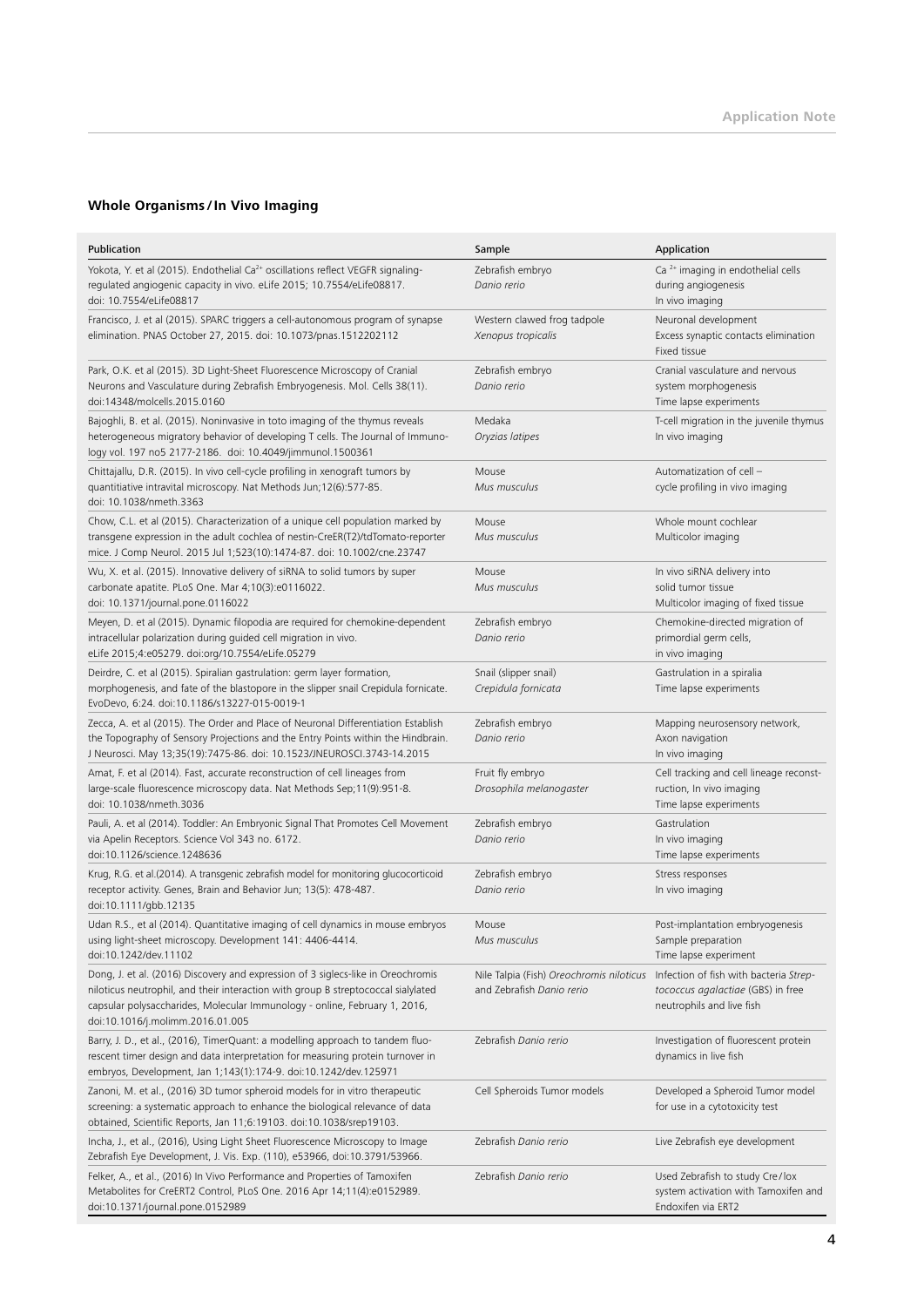## Whole Organisms / In Vivo Imaging

| Publication | Sample | Application |
|---|---|---|
| Yokota, Y. et al (2015). Endothelial $Ca^{2+}$ oscillations reflect VEGFR signaling-regulated angiogenic capacity in vivo. eLife 2015; 10.7554/eLife08817. doi: 10.7554/eLife08817 | Zebrafish embryo *Danio rerio* | $Ca^{2+}$ imaging in endothelial cells during angiogenesis In vivo imaging |
| Francisco, J. et al (2015). SPARC triggers a cell-autonomous program of synapse elimination. PNAS October 27, 2015. doi: 10.1073/pnas.1512202112 | Western clawed frog tadpole *Xenopus tropicalis* | Neuronal development Excess synaptic contacts elimination Fixed tissue |
| Park, O.K. et al (2015). 3D Light-Sheet Fluorescence Microscopy of Cranial Neurons and Vasculature during Zebrafish Embryogenesis. Mol. Cells 38(11). doi:14348/molcells.2015.0160 | Zebrafish embryo *Danio rerio* | Cranial vasculature and nervous system morphogenesis Time lapse experiments |
| Bajoghli, B. et al. (2015). Noninvasive in toto imaging of the thymus reveals heterogeneous migratory behavior of developing T cells. The Journal of Immunology vol. 197 no5 2177-2186. doi: 10.4049/jimmunol.1500361 | Medaka *Oryzias latipes* | T-cell migration in the juvenile thymus In vivo imaging |
| Chittajallu, D.R. (2015). In vivo cell-cycle profiling in xenograft tumors by quantitiative intravital microscopy. Nat Methods Jun;12(6):577-85. doi: 10.1038/nmeth.3363 | Mouse *Mus musculus* | Automatization of cell – cycle profiling in vivo imaging |
| Chow, C.L. et al (2015). Characterization of a unique cell population marked by transgene expression in the adult cochlea of nestin-CreER(T2)/tdTomato-reporter mice. J Comp Neurol. 2015 Jul 1;523(10):1474-87. doi: 10.1002/cne.23747 | Mouse *Mus musculus* | Whole mount cochlear Multicolor imaging |
| Wu, X. et al. (2015). Innovative delivery of siRNA to solid tumors by super carbonate apatite. PLoS One. Mar 4;10(3):e0116022. doi: 10.1371/journal.pone.0116022 | Mouse *Mus musculus* | In vivo siRNA delivery into solid tumor tissue Multicolor imaging of fixed tissue |
| Meyen, D. et al (2015). Dynamic filopodia are required for chemokine-dependent intracellular polarization during guided cell migration in vivo. eLife 2015;4:e05279. doi:org/10.7554/eLife.05279 | Zebrafish embryo *Danio rerio* | Chemokine-directed migration of primordial germ cells, in vivo imaging |
| Deirdre, C. et al (2015). Spiralian gastrulation: germ layer formation, morphogenesis, and fate of the blastopore in the slipper snail Crepidula fornicate. EvoDevo, 6:24. doi:10.1186/s13227-015-0019-1 | Snail (slipper snail) *Crepidula fornicata* | Gastrulation in a spiralia Time lapse experiments |
| Zecca, A. et al (2015). The Order and Place of Neuronal Differentiation Establish the Topography of Sensory Projections and the Entry Points within the Hindbrain. J Neurosci. May 13;35(19):7475-86. doi: 10.1523/JNEUROSCI.3743-14.2015 | Zebrafish embryo *Danio rerio* | Mapping neurosensory network, Axon navigation In vivo imaging |
| Amat, F. et al (2014). Fast, accurate reconstruction of cell lineages from large-scale fluorescence microscopy data. Nat Methods Sep;11(9):951-8. doi: 10.1038/nmeth.3036 | Fruit fly embryo *Drosophila melanogaster* | Cell tracking and cell lineage reconstruction, In vivo imaging Time lapse experiments |
| Pauli, A. et al (2014). Toddler: An Embryonic Signal That Promotes Cell Movement via Apelin Receptors. Science Vol 343 no. 6172. doi:10.1126/science.1248636 | Zebrafish embryo *Danio rerio* | Gastrulation In vivo imaging Time lapse experiments |
| Krug, R.G. et al.(2014). A transgenic zebrafish model for monitoring glucocorticoid receptor activity. Genes, Brain and Behavior Jun; 13(5): 478-487. doi:10.1111/gbb.12135 | Zebrafish embryo *Danio rerio* | Stress responses In vivo imaging |
| Udan R.S., et al (2014). Quantitative imaging of cell dynamics in mouse embryos using light-sheet microscopy. Development 141: 4406-4414. doi:10.1242/dev.11102 | Mouse *Mus musculus* | Post-implantation embryogenesis Sample preparation Time lapse experiment |
| Dong, J. et al (2016) Discovery and expression of 3 siglecs-like in Oreochromis niloticus neutrophil, and their interaction with group B streptococcal sialylated capsular polysaccharides, Molecular Immunology - online, February 1, 2016, doi:10.1016/j.molimm.2016.01.005 | Nile Talpia (Fish) *Oreochromis niloticus* and Zebrafish *Danio rerio* | Infection of fish with bacteria *Streptococcus agalactiae* (GBS) in free neutrophils and live fish |
| Barry, J. D., et al., (2016), TimerQuant: a modelling approach to tandem fluorescent timer design and data interpretation for measuring protein turnover in embryos, Development, Jan 1;143(1):174-9. doi:10.1242/dev.125971 | Zebrafish *Danio rerio* | Investigation of fluorescent protein dynamics in live fish |
| Zanoni, M. et al., (2016) 3D tumor spheroid models for in vitro therapeutic screening: a systematic approach to enhance the biological relevance of data obtained, Scientific Reports, Jan 11;6:19103. doi:10.1038/srep19103. | Cell Spheroids Tumor models | Developed a Spheroid Tumor model for use in a cytotoxicity test |
| Incha, J., et al., (2016), Using Light Sheet Fluorescence Microscopy to Image Zebrafish Eye Development, J. Vis. Exp. (110), e53966, doi:10.3791/53966. | Zebrafish *Danio rerio* | Live Zebrafish eye development |
| Felker, A., et al., (2016) In Vivo Performance and Properties of Tamoxifen Metabolites for CreERT2 Control, PLoS One. 2016 Apr 14;11(4):e0152989. doi:10.1371/journal.pone.0152989 | Zebrafish *Danio rerio* | Used Zebrafish to study Cre/lox system activation with Tamoxifen and Endoxifen via ERT2 |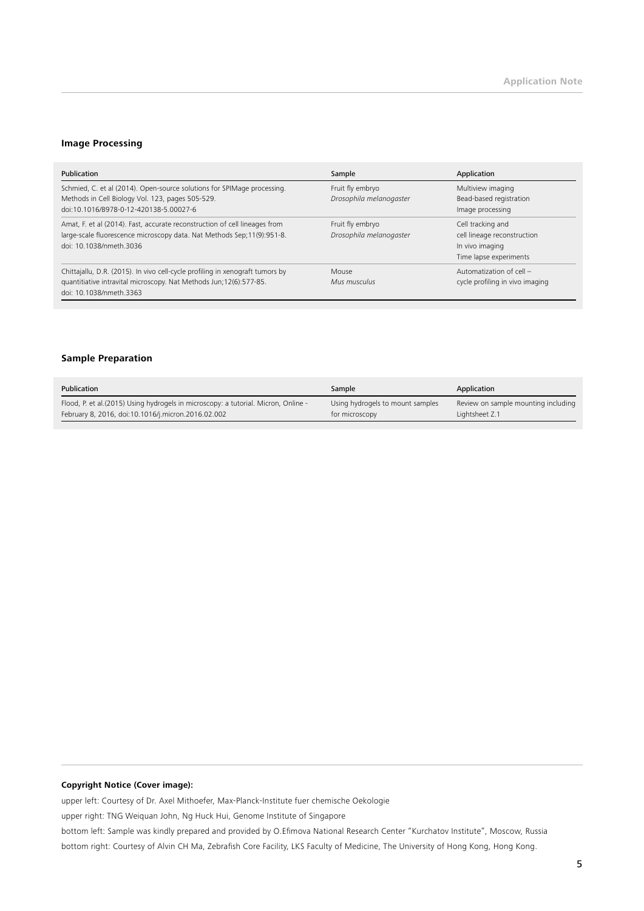## Image Processing

| Publication | Sample | Application |
| --- | --- | --- |
| Schmied, C. et al (2014). Open-source solutions for SPIMage processing. Methods in Cell Biology Vol. 123, pages 505-529. doi:10.1016/B978-0-12-420138-5.00027-6 | Fruit fly embryo *Drosophila melanogaster* | Multiview imaging Bead-based registration Image processing |
| Amat, F. et al (2014). Fast, accurate reconstruction of cell lineages from large-scale fluorescence microscopy data. Nat Methods Sep;11(9):951-8. doi: 10.1038/nmeth.3036 | Fruit fly embryo *Drosophila melanogaster* | Cell tracking and cell lineage reconstruction In vivo imaging Time lapse experiments |
| Chittajallu, D.R. (2015). In vivo cell-cycle profiling in xenograft tumors by quantitiative intravital microscopy. Nat Methods Jun;12(6):577-85. doi: 10.1038/nmeth.3363 | Mouse *Mus musculus* | Automatization of cell – cycle profiling in vivo imaging |

## Sample Preparation

| Publication | Sample | Application |
| --- | --- | --- |
| Flood, P. et al.(2015) Using hydrogels in microscopy: a tutorial. Micron, Online - February 8, 2016, doi:10.1016/j.micron.2016.02.002 | Using hydrogels to mount samples for microscopy | Review on sample mounting including Lightsheet Z.1 |

**Copyright Notice (Cover image):**

upper left: Courtesy of Dr. Axel Mithoefer, Max-Planck-Institute fuer chemische Oekologie

upper right: TNG Weiquan John, Ng Huck Hui, Genome Institute of Singapore

bottom left: Sample was kindly prepared and provided by O.Efimova National Research Center "Kurchatov Institute", Moscow, Russia

bottom right: Courtesy of Alvin CH Ma, Zebrafish Core Facility, LKS Faculty of Medicine, The University of Hong Kong, Hong Kong.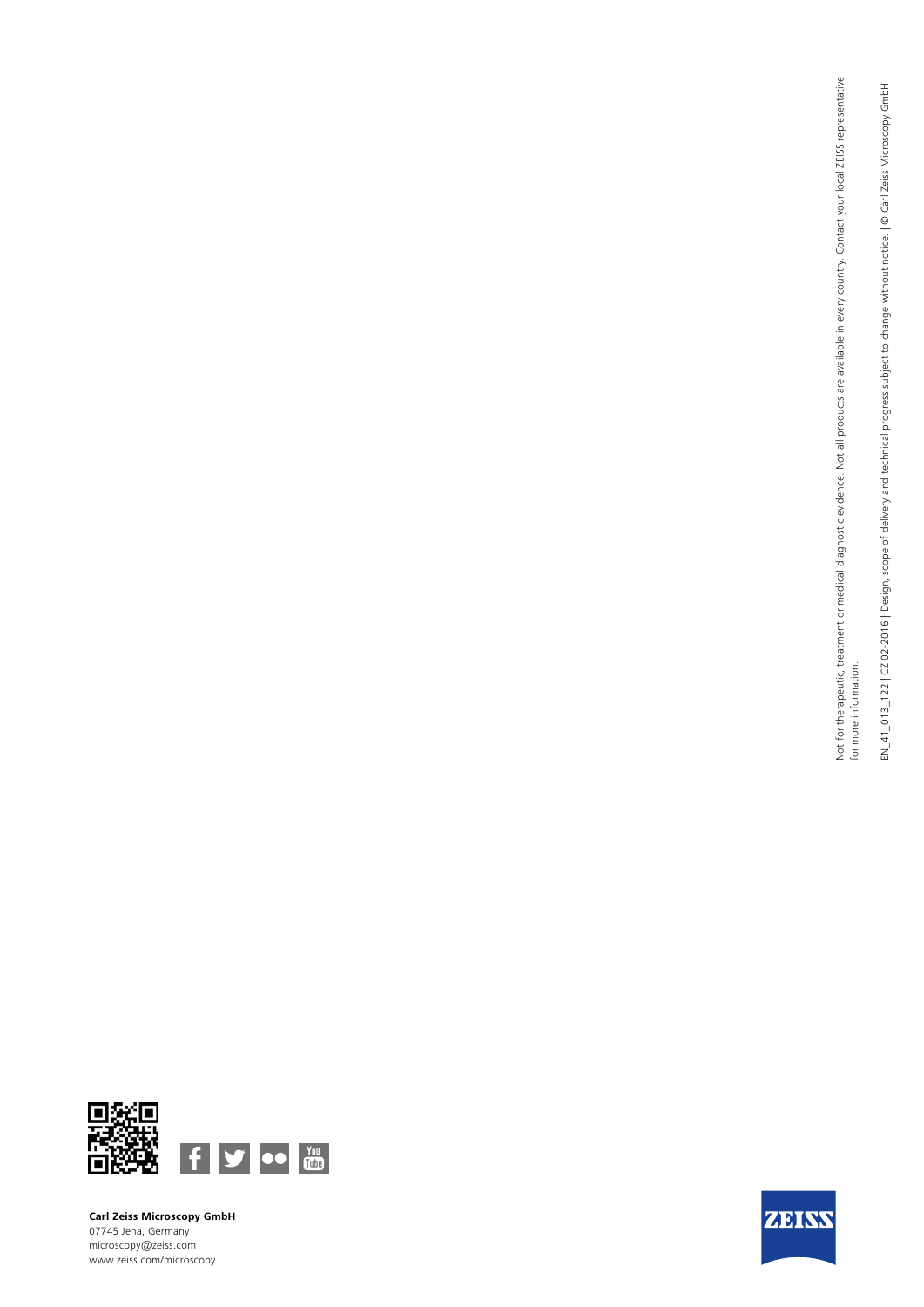Not for therapeutic, treatment or medical diagnostic evidence. Not all products are available in every country. Contact your local ZEISS representative for more information.

EN_41_013_122 | CZ 02-2016 | Design, scope of delivery and technical progress subject to change without notice. | © Carl Zeiss Microscopy GmbH

**Carl Zeiss Microscopy GmbH**
07745 Jena, Germany
microscopy@zeiss.com
www.zeiss.com/microscopy